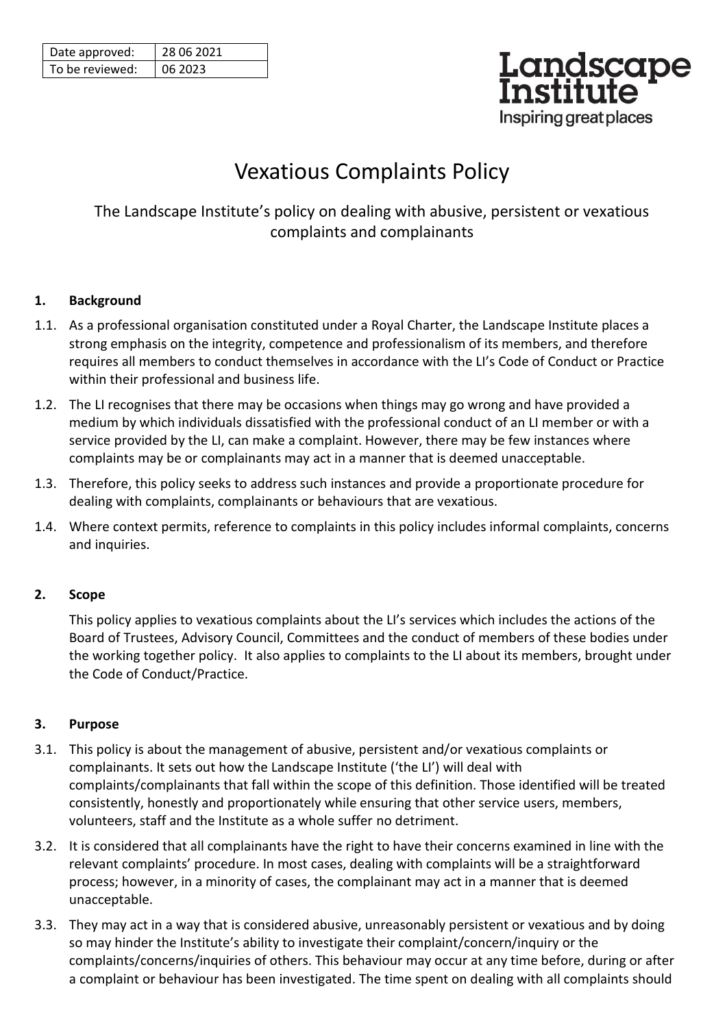| Date approved: | 28 06 2021 |
|---|---|
| To be reviewed: | 06 2023 |

Landscape Institute
Inspiring great places

# Vexatious Complaints Policy

The Landscape Institute's policy on dealing with abusive, persistent or vexatious complaints and complainants

## 1. Background

1.1. As a professional organisation constituted under a Royal Charter, the Landscape Institute places a strong emphasis on the integrity, competence and professionalism of its members, and therefore requires all members to conduct themselves in accordance with the LI's Code of Conduct or Practice within their professional and business life.

1.2. The LI recognises that there may be occasions when things may go wrong and have provided a medium by which individuals dissatisfied with the professional conduct of an LI member or with a service provided by the LI, can make a complaint. However, there may be few instances where complaints may be or complainants may act in a manner that is deemed unacceptable.

1.3. Therefore, this policy seeks to address such instances and provide a proportionate procedure for dealing with complaints, complainants or behaviours that are vexatious.

1.4. Where context permits, reference to complaints in this policy includes informal complaints, concerns and inquiries.

## 2. Scope

This policy applies to vexatious complaints about the LI's services which includes the actions of the Board of Trustees, Advisory Council, Committees and the conduct of members of these bodies under the working together policy. It also applies to complaints to the LI about its members, brought under the Code of Conduct/Practice.

## 3. Purpose

3.1. This policy is about the management of abusive, persistent and/or vexatious complaints or complainants. It sets out how the Landscape Institute ('the LI') will deal with complaints/complainants that fall within the scope of this definition. Those identified will be treated consistently, honestly and proportionately while ensuring that other service users, members, volunteers, staff and the Institute as a whole suffer no detriment.

3.2. It is considered that all complainants have the right to have their concerns examined in line with the relevant complaints' procedure. In most cases, dealing with complaints will be a straightforward process; however, in a minority of cases, the complainant may act in a manner that is deemed unacceptable.

3.3. They may act in a way that is considered abusive, unreasonably persistent or vexatious and by doing so may hinder the Institute's ability to investigate their complaint/concern/inquiry or the complaints/concerns/inquiries of others. This behaviour may occur at any time before, during or after a complaint or behaviour has been investigated. The time spent on dealing with all complaints should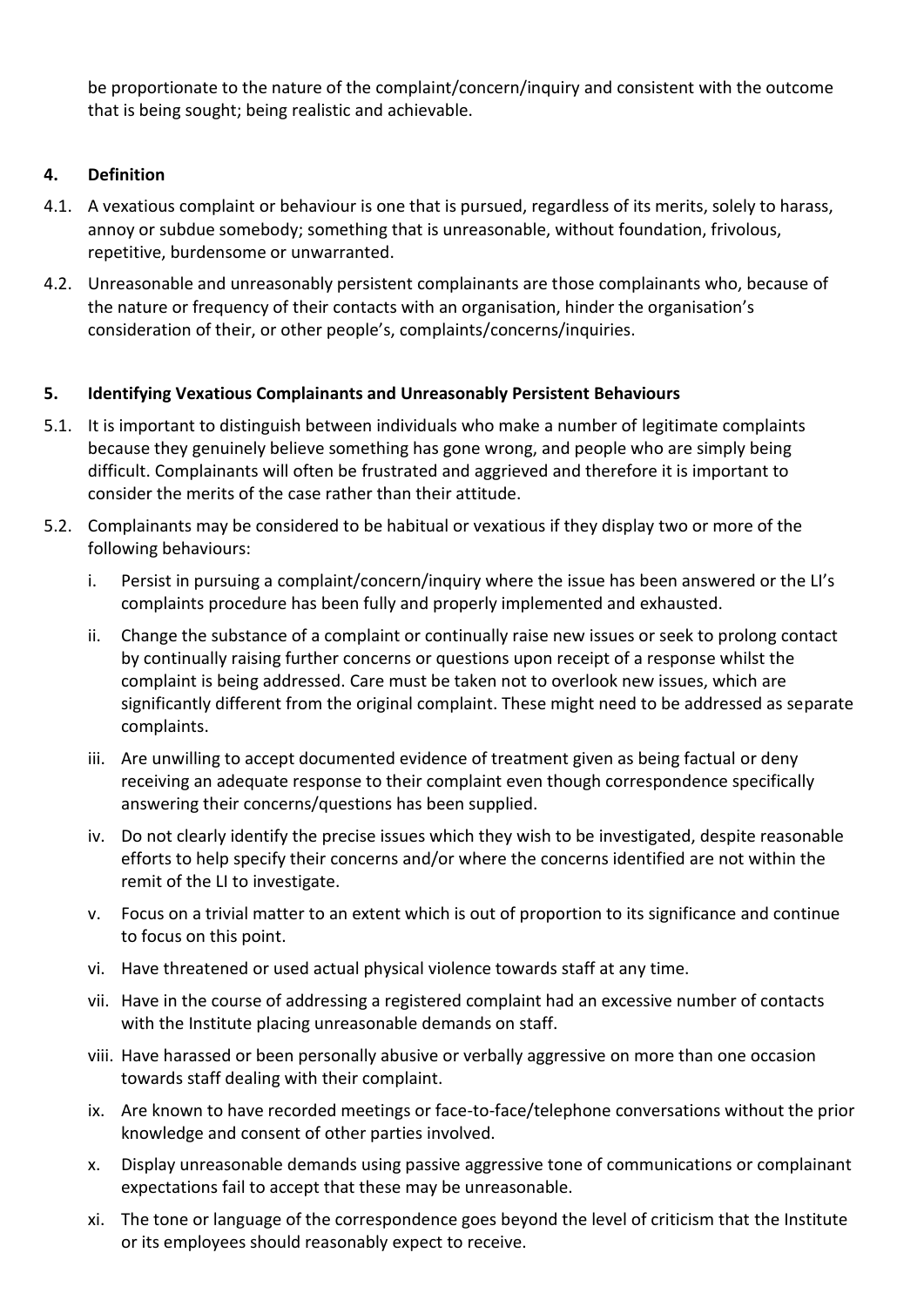be proportionate to the nature of the complaint/concern/inquiry and consistent with the outcome that is being sought; being realistic and achievable.

## 4. Definition

4.1. A vexatious complaint or behaviour is one that is pursued, regardless of its merits, solely to harass, annoy or subdue somebody; something that is unreasonable, without foundation, frivolous, repetitive, burdensome or unwarranted.

4.2. Unreasonable and unreasonably persistent complainants are those complainants who, because of the nature or frequency of their contacts with an organisation, hinder the organisation's consideration of their, or other people's, complaints/concerns/inquiries.

## 5. Identifying Vexatious Complainants and Unreasonably Persistent Behaviours

5.1. It is important to distinguish between individuals who make a number of legitimate complaints because they genuinely believe something has gone wrong, and people who are simply being difficult. Complainants will often be frustrated and aggrieved and therefore it is important to consider the merits of the case rather than their attitude.

5.2. Complainants may be considered to be habitual or vexatious if they display two or more of the following behaviours:

i. Persist in pursuing a complaint/concern/inquiry where the issue has been answered or the LI's complaints procedure has been fully and properly implemented and exhausted.

ii. Change the substance of a complaint or continually raise new issues or seek to prolong contact by continually raising further concerns or questions upon receipt of a response whilst the complaint is being addressed. Care must be taken not to overlook new issues, which are significantly different from the original complaint. These might need to be addressed as separate complaints.

iii. Are unwilling to accept documented evidence of treatment given as being factual or deny receiving an adequate response to their complaint even though correspondence specifically answering their concerns/questions has been supplied.

iv. Do not clearly identify the precise issues which they wish to be investigated, despite reasonable efforts to help specify their concerns and/or where the concerns identified are not within the remit of the LI to investigate.

v. Focus on a trivial matter to an extent which is out of proportion to its significance and continue to focus on this point.

vi. Have threatened or used actual physical violence towards staff at any time.

vii. Have in the course of addressing a registered complaint had an excessive number of contacts with the Institute placing unreasonable demands on staff.

viii. Have harassed or been personally abusive or verbally aggressive on more than one occasion towards staff dealing with their complaint.

ix. Are known to have recorded meetings or face-to-face/telephone conversations without the prior knowledge and consent of other parties involved.

x. Display unreasonable demands using passive aggressive tone of communications or complainant expectations fail to accept that these may be unreasonable.

xi. The tone or language of the correspondence goes beyond the level of criticism that the Institute or its employees should reasonably expect to receive.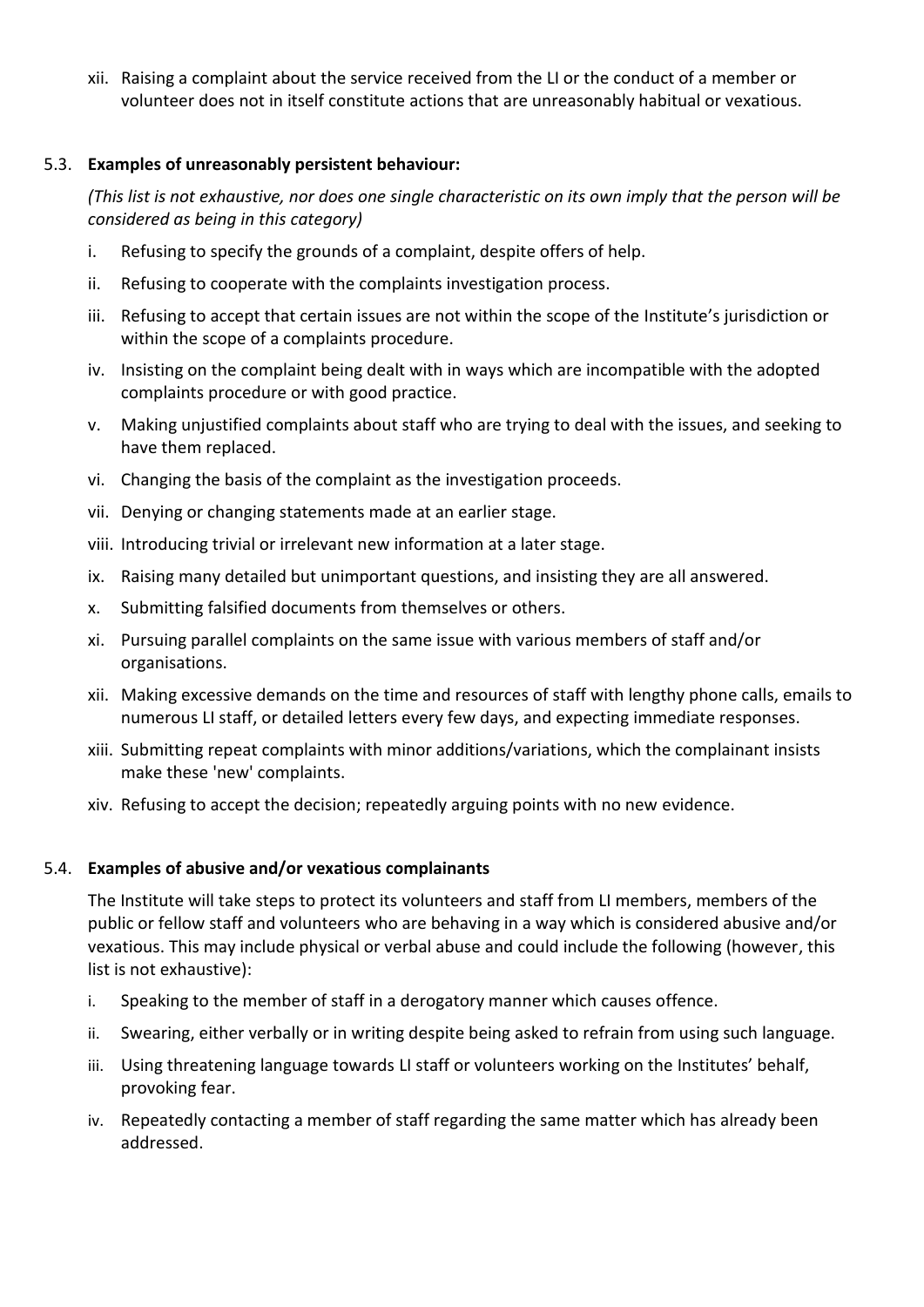xii. Raising a complaint about the service received from the LI or the conduct of a member or volunteer does not in itself constitute actions that are unreasonably habitual or vexatious.

5.3. **Examples of unreasonably persistent behaviour:**

*(This list is not exhaustive, nor does one single characteristic on its own imply that the person will be considered as being in this category)*

i. Refusing to specify the grounds of a complaint, despite offers of help.

ii. Refusing to cooperate with the complaints investigation process.

iii. Refusing to accept that certain issues are not within the scope of the Institute's jurisdiction or within the scope of a complaints procedure.

iv. Insisting on the complaint being dealt with in ways which are incompatible with the adopted complaints procedure or with good practice.

v. Making unjustified complaints about staff who are trying to deal with the issues, and seeking to have them replaced.

vi. Changing the basis of the complaint as the investigation proceeds.

vii. Denying or changing statements made at an earlier stage.

viii. Introducing trivial or irrelevant new information at a later stage.

ix. Raising many detailed but unimportant questions, and insisting they are all answered.

x. Submitting falsified documents from themselves or others.

xi. Pursuing parallel complaints on the same issue with various members of staff and/or organisations.

xii. Making excessive demands on the time and resources of staff with lengthy phone calls, emails to numerous LI staff, or detailed letters every few days, and expecting immediate responses.

xiii. Submitting repeat complaints with minor additions/variations, which the complainant insists make these 'new' complaints.

xiv. Refusing to accept the decision; repeatedly arguing points with no new evidence.

5.4. **Examples of abusive and/or vexatious complainants**

The Institute will take steps to protect its volunteers and staff from LI members, members of the public or fellow staff and volunteers who are behaving in a way which is considered abusive and/or vexatious. This may include physical or verbal abuse and could include the following (however, this list is not exhaustive):

i. Speaking to the member of staff in a derogatory manner which causes offence.

ii. Swearing, either verbally or in writing despite being asked to refrain from using such language.

iii. Using threatening language towards LI staff or volunteers working on the Institutes' behalf, provoking fear.

iv. Repeatedly contacting a member of staff regarding the same matter which has already been addressed.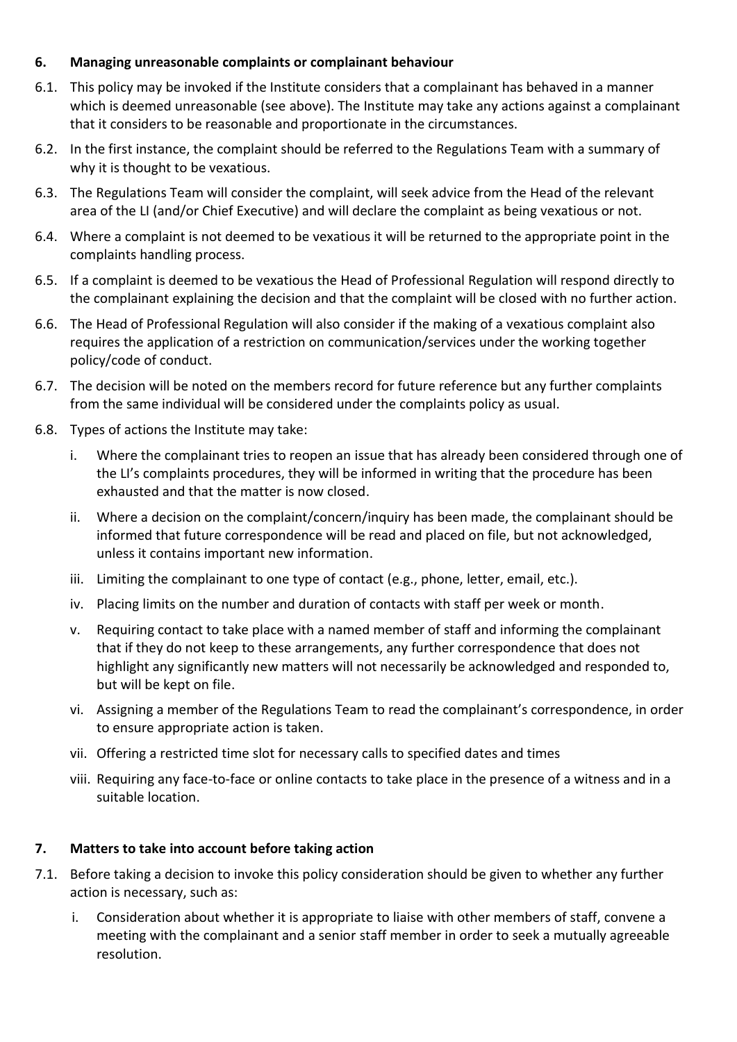## 6. Managing unreasonable complaints or complainant behaviour

6.1. This policy may be invoked if the Institute considers that a complainant has behaved in a manner which is deemed unreasonable (see above). The Institute may take any actions against a complainant that it considers to be reasonable and proportionate in the circumstances.

6.2. In the first instance, the complaint should be referred to the Regulations Team with a summary of why it is thought to be vexatious.

6.3. The Regulations Team will consider the complaint, will seek advice from the Head of the relevant area of the LI (and/or Chief Executive) and will declare the complaint as being vexatious or not.

6.4. Where a complaint is not deemed to be vexatious it will be returned to the appropriate point in the complaints handling process.

6.5. If a complaint is deemed to be vexatious the Head of Professional Regulation will respond directly to the complainant explaining the decision and that the complaint will be closed with no further action.

6.6. The Head of Professional Regulation will also consider if the making of a vexatious complaint also requires the application of a restriction on communication/services under the working together policy/code of conduct.

6.7. The decision will be noted on the members record for future reference but any further complaints from the same individual will be considered under the complaints policy as usual.

6.8. Types of actions the Institute may take:

i. Where the complainant tries to reopen an issue that has already been considered through one of the LI's complaints procedures, they will be informed in writing that the procedure has been exhausted and that the matter is now closed.

ii. Where a decision on the complaint/concern/inquiry has been made, the complainant should be informed that future correspondence will be read and placed on file, but not acknowledged, unless it contains important new information.

iii. Limiting the complainant to one type of contact (e.g., phone, letter, email, etc.).

iv. Placing limits on the number and duration of contacts with staff per week or month.

v. Requiring contact to take place with a named member of staff and informing the complainant that if they do not keep to these arrangements, any further correspondence that does not highlight any significantly new matters will not necessarily be acknowledged and responded to, but will be kept on file.

vi. Assigning a member of the Regulations Team to read the complainant's correspondence, in order to ensure appropriate action is taken.

vii. Offering a restricted time slot for necessary calls to specified dates and times

viii. Requiring any face-to-face or online contacts to take place in the presence of a witness and in a suitable location.

## 7. Matters to take into account before taking action

7.1. Before taking a decision to invoke this policy consideration should be given to whether any further action is necessary, such as:

i. Consideration about whether it is appropriate to liaise with other members of staff, convene a meeting with the complainant and a senior staff member in order to seek a mutually agreeable resolution.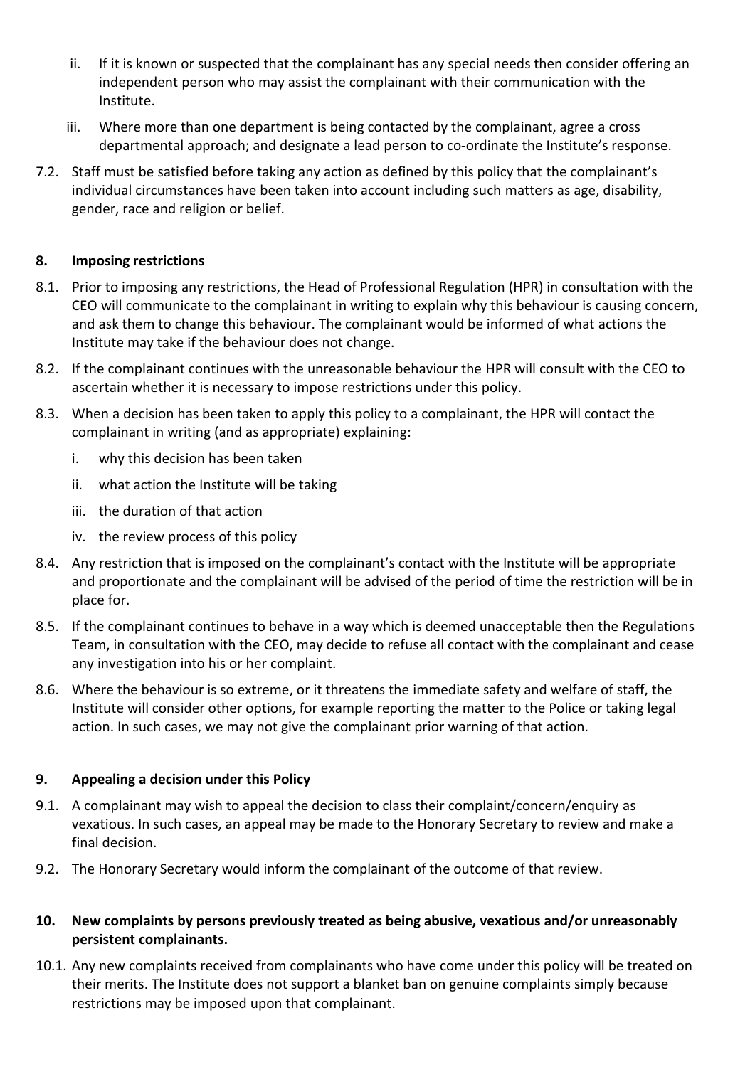ii. If it is known or suspected that the complainant has any special needs then consider offering an independent person who may assist the complainant with their communication with the Institute.

iii. Where more than one department is being contacted by the complainant, agree a cross departmental approach; and designate a lead person to co-ordinate the Institute's response.

7.2. Staff must be satisfied before taking any action as defined by this policy that the complainant's individual circumstances have been taken into account including such matters as age, disability, gender, race and religion or belief.

## 8. Imposing restrictions

8.1. Prior to imposing any restrictions, the Head of Professional Regulation (HPR) in consultation with the CEO will communicate to the complainant in writing to explain why this behaviour is causing concern, and ask them to change this behaviour. The complainant would be informed of what actions the Institute may take if the behaviour does not change.

8.2. If the complainant continues with the unreasonable behaviour the HPR will consult with the CEO to ascertain whether it is necessary to impose restrictions under this policy.

8.3. When a decision has been taken to apply this policy to a complainant, the HPR will contact the complainant in writing (and as appropriate) explaining:

i. why this decision has been taken

ii. what action the Institute will be taking

iii. the duration of that action

iv. the review process of this policy

8.4. Any restriction that is imposed on the complainant's contact with the Institute will be appropriate and proportionate and the complainant will be advised of the period of time the restriction will be in place for.

8.5. If the complainant continues to behave in a way which is deemed unacceptable then the Regulations Team, in consultation with the CEO, may decide to refuse all contact with the complainant and cease any investigation into his or her complaint.

8.6. Where the behaviour is so extreme, or it threatens the immediate safety and welfare of staff, the Institute will consider other options, for example reporting the matter to the Police or taking legal action. In such cases, we may not give the complainant prior warning of that action.

## 9. Appealing a decision under this Policy

9.1. A complainant may wish to appeal the decision to class their complaint/concern/enquiry as vexatious. In such cases, an appeal may be made to the Honorary Secretary to review and make a final decision.

9.2. The Honorary Secretary would inform the complainant of the outcome of that review.

## 10. New complaints by persons previously treated as being abusive, vexatious and/or unreasonably persistent complainants.

10.1. Any new complaints received from complainants who have come under this policy will be treated on their merits. The Institute does not support a blanket ban on genuine complaints simply because restrictions may be imposed upon that complainant.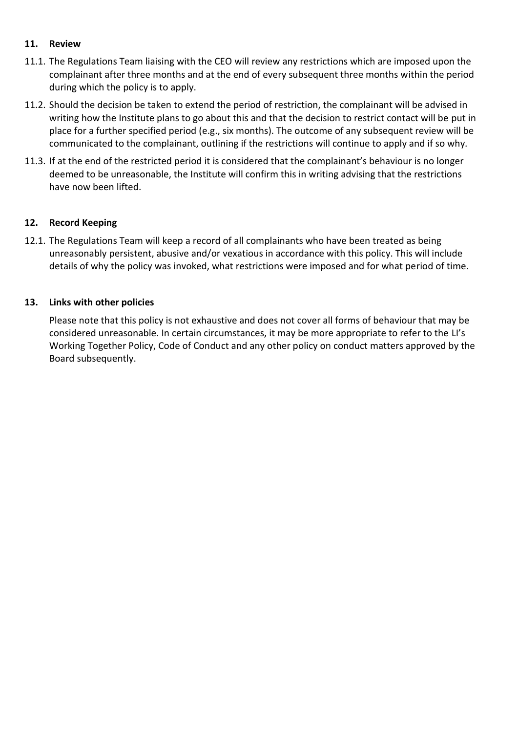## 11. Review

11.1. The Regulations Team liaising with the CEO will review any restrictions which are imposed upon the complainant after three months and at the end of every subsequent three months within the period during which the policy is to apply.

11.2. Should the decision be taken to extend the period of restriction, the complainant will be advised in writing how the Institute plans to go about this and that the decision to restrict contact will be put in place for a further specified period (e.g., six months). The outcome of any subsequent review will be communicated to the complainant, outlining if the restrictions will continue to apply and if so why.

11.3. If at the end of the restricted period it is considered that the complainant's behaviour is no longer deemed to be unreasonable, the Institute will confirm this in writing advising that the restrictions have now been lifted.

## 12. Record Keeping

12.1. The Regulations Team will keep a record of all complainants who have been treated as being unreasonably persistent, abusive and/or vexatious in accordance with this policy. This will include details of why the policy was invoked, what restrictions were imposed and for what period of time.

## 13. Links with other policies

Please note that this policy is not exhaustive and does not cover all forms of behaviour that may be considered unreasonable. In certain circumstances, it may be more appropriate to refer to the LI's Working Together Policy, Code of Conduct and any other policy on conduct matters approved by the Board subsequently.